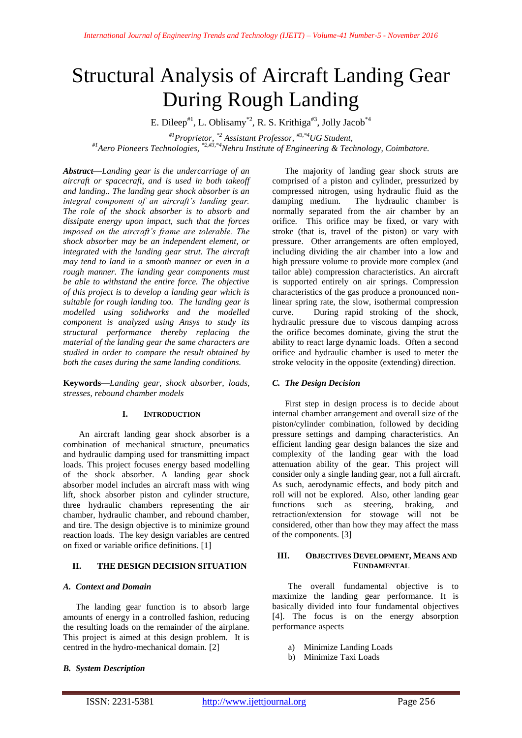# Structural Analysis of Aircraft Landing Gear During Rough Landing

E. Dileep[#1], L. Oblisamy[*2], R. S. Krithiga[#3], Jolly Jacob[*4]

[#1]*Proprietor*, [*2] *Assistant Professor*, [#3,*4]*UG Student*,
[#1]*Aero Pioneers Technologies*, [*2,#3,*4]*Nehru Institute of Engineering & Technology, Coimbatore.*

***Abstract****—Landing gear is the undercarriage of an aircraft or spacecraft, and is used in both takeoff and landing.. The landing gear shock absorber is an integral component of an aircraft's landing gear. The role of the shock absorber is to absorb and dissipate energy upon impact, such that the forces imposed on the aircraft's frame are tolerable. The shock absorber may be an independent element, or integrated with the landing gear strut. The aircraft may tend to land in a smooth manner or even in a rough manner. The landing gear components must be able to withstand the entire force. The objective of this project is to develop a landing gear which is suitable for rough landing too. The landing gear is modelled using solidworks and the modelled component is analyzed using Ansys to study its structural performance thereby replacing the material of the landing gear the same characters are studied in order to compare the result obtained by both the cases during the same landing conditions.*

**Keywords—***Landing gear, shock absorber, loads, stresses, rebound chamber models*

## I. INTRODUCTION

An aircraft landing gear shock absorber is a combination of mechanical structure, pneumatics and hydraulic damping used for transmitting impact loads. This project focuses energy based modelling of the shock absorber. A landing gear shock absorber model includes an aircraft mass with wing lift, shock absorber piston and cylinder structure, three hydraulic chambers representing the air chamber, hydraulic chamber, and rebound chamber, and tire. The design objective is to minimize ground reaction loads. The key design variables are centred on fixed or variable orifice definitions. [1]

## II. THE DESIGN DECISION SITUATION

### *A. Context and Domain*

The landing gear function is to absorb large amounts of energy in a controlled fashion, reducing the resulting loads on the remainder of the airplane. This project is aimed at this design problem. It is centred in the hydro-mechanical domain. [2]

### *B. System Description*

The majority of landing gear shock struts are comprised of a piston and cylinder, pressurized by compressed nitrogen, using hydraulic fluid as the damping medium. The hydraulic chamber is normally separated from the air chamber by an orifice. This orifice may be fixed, or vary with stroke (that is, travel of the piston) or vary with pressure. Other arrangements are often employed, including dividing the air chamber into a low and high pressure volume to provide more complex (and tailor able) compression characteristics. An aircraft is supported entirely on air springs. Compression characteristics of the gas produce a pronounced non-linear spring rate, the slow, isothermal compression curve. During rapid stroking of the shock, hydraulic pressure due to viscous damping across the orifice becomes dominate, giving the strut the ability to react large dynamic loads. Often a second orifice and hydraulic chamber is used to meter the stroke velocity in the opposite (extending) direction.

### *C. The Design Decision*

First step in design process is to decide about internal chamber arrangement and overall size of the piston/cylinder combination, followed by deciding pressure settings and damping characteristics. An efficient landing gear design balances the size and complexity of the landing gear with the load attenuation ability of the gear. This project will consider only a single landing gear, not a full aircraft. As such, aerodynamic effects, and body pitch and roll will not be explored. Also, other landing gear functions such as steering, braking, and retraction/extension for stowage will not be considered, other than how they may affect the mass of the components. [3]

## III. OBJECTIVES DEVELOPMENT, MEANS AND FUNDAMENTAL

The overall fundamental objective is to maximize the landing gear performance. It is basically divided into four fundamental objectives [4]. The focus is on the energy absorption performance aspects

a) Minimize Landing Loads
b) Minimize Taxi Loads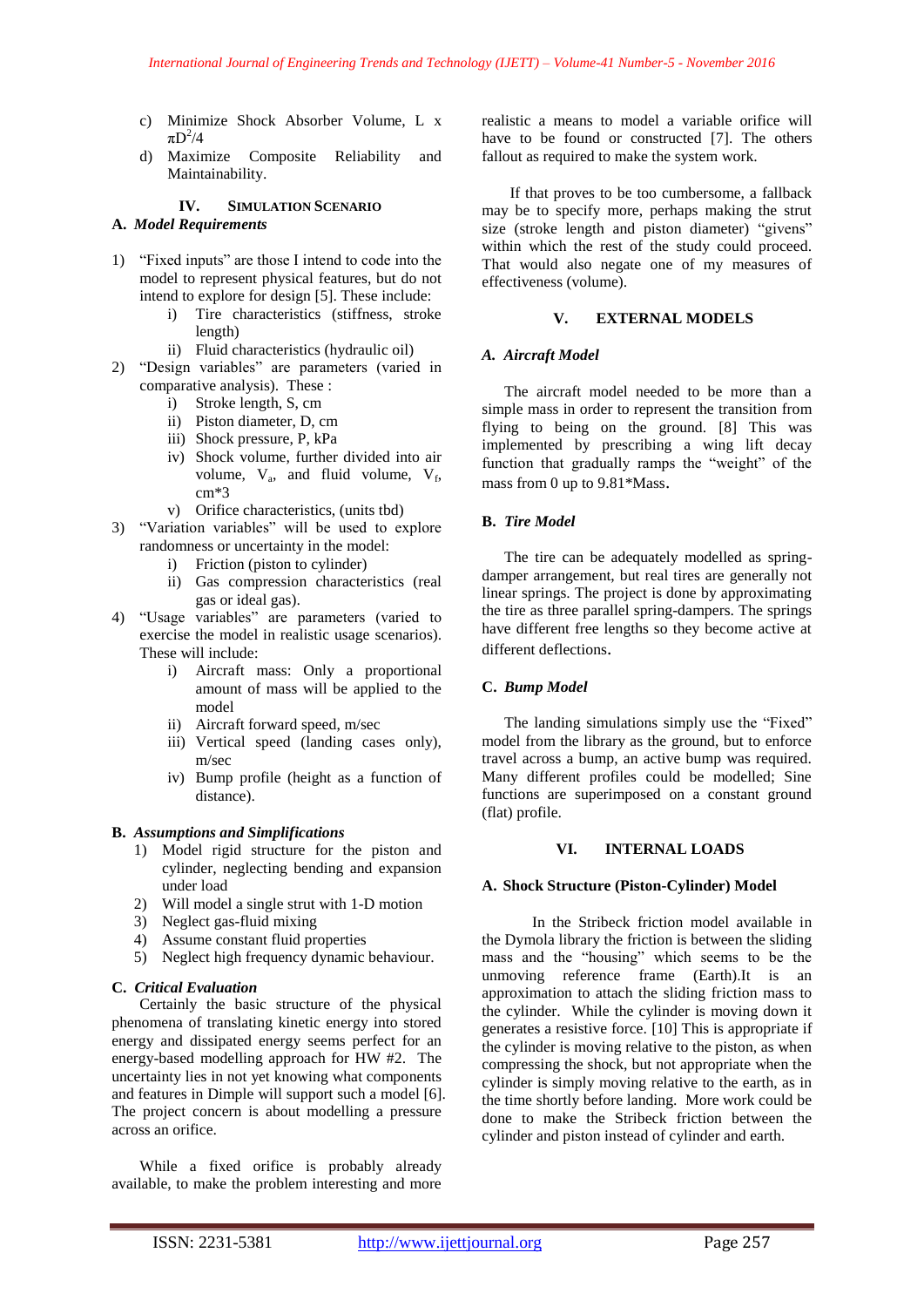c) Minimize Shock Absorber Volume, L x $\pi D^2/4$
d) Maximize Composite Reliability and Maintainability.

## IV. Simulation Scenario

### A. *Model Requirements*

1) "Fixed inputs" are those I intend to code into the model to represent physical features, but do not intend to explore for design [5]. These include:
   i) Tire characteristics (stiffness, stroke length)
   ii) Fluid characteristics (hydraulic oil)
2) "Design variables" are parameters (varied in comparative analysis). These :
   i) Stroke length, S, cm
   ii) Piston diameter, D, cm
   iii) Shock pressure, P, kPa
   iv) Shock volume, further divided into air volume, $V_a$, and fluid volume, $V_f$, cm*3
   v) Orifice characteristics, (units tbd)
3) "Variation variables" will be used to explore randomness or uncertainty in the model:
   i) Friction (piston to cylinder)
   ii) Gas compression characteristics (real gas or ideal gas).
4) "Usage variables" are parameters (varied to exercise the model in realistic usage scenarios). These will include:
   i) Aircraft mass: Only a proportional amount of mass will be applied to the model
   ii) Aircraft forward speed, m/sec
   iii) Vertical speed (landing cases only), m/sec
   iv) Bump profile (height as a function of distance).

### B. *Assumptions and Simplifications*

1) Model rigid structure for the piston and cylinder, neglecting bending and expansion under load
2) Will model a single strut with 1-D motion
3) Neglect gas-fluid mixing
4) Assume constant fluid properties
5) Neglect high frequency dynamic behaviour.

### C. *Critical Evaluation*

Certainly the basic structure of the physical phenomena of translating kinetic energy into stored energy and dissipated energy seems perfect for an energy-based modelling approach for HW #2. The uncertainty lies in not yet knowing what components and features in Dimple will support such a model [6]. The project concern is about modelling a pressure across an orifice.

While a fixed orifice is probably already available, to make the problem interesting and more realistic a means to model a variable orifice will have to be found or constructed [7]. The others fallout as required to make the system work.

If that proves to be too cumbersome, a fallback may be to specify more, perhaps making the strut size (stroke length and piston diameter) "givens" within which the rest of the study could proceed. That would also negate one of my measures of effectiveness (volume).

## V. External Models

### A. *Aircraft Model*

The aircraft model needed to be more than a simple mass in order to represent the transition from flying to being on the ground. [8] This was implemented by prescribing a wing lift decay function that gradually ramps the "weight" of the mass from 0 up to 9.81*Mass.

### B. *Tire Model*

The tire can be adequately modelled as spring-damper arrangement, but real tires are generally not linear springs. The project is done by approximating the tire as three parallel spring-dampers. The springs have different free lengths so they become active at different deflections.

### C. *Bump Model*

The landing simulations simply use the "Fixed" model from the library as the ground, but to enforce travel across a bump, an active bump was required. Many different profiles could be modelled; Sine functions are superimposed on a constant ground (flat) profile.

## VI. Internal Loads

### A. Shock Structure (Piston-Cylinder) Model

In the Stribeck friction model available in the Dymola library the friction is between the sliding mass and the "housing" which seems to be the unmoving reference frame (Earth).It is an approximation to attach the sliding friction mass to the cylinder. While the cylinder is moving down it generates a resistive force. [10] This is appropriate if the cylinder is moving relative to the piston, as when compressing the shock, but not appropriate when the cylinder is simply moving relative to the earth, as in the time shortly before landing. More work could be done to make the Stribeck friction between the cylinder and piston instead of cylinder and earth.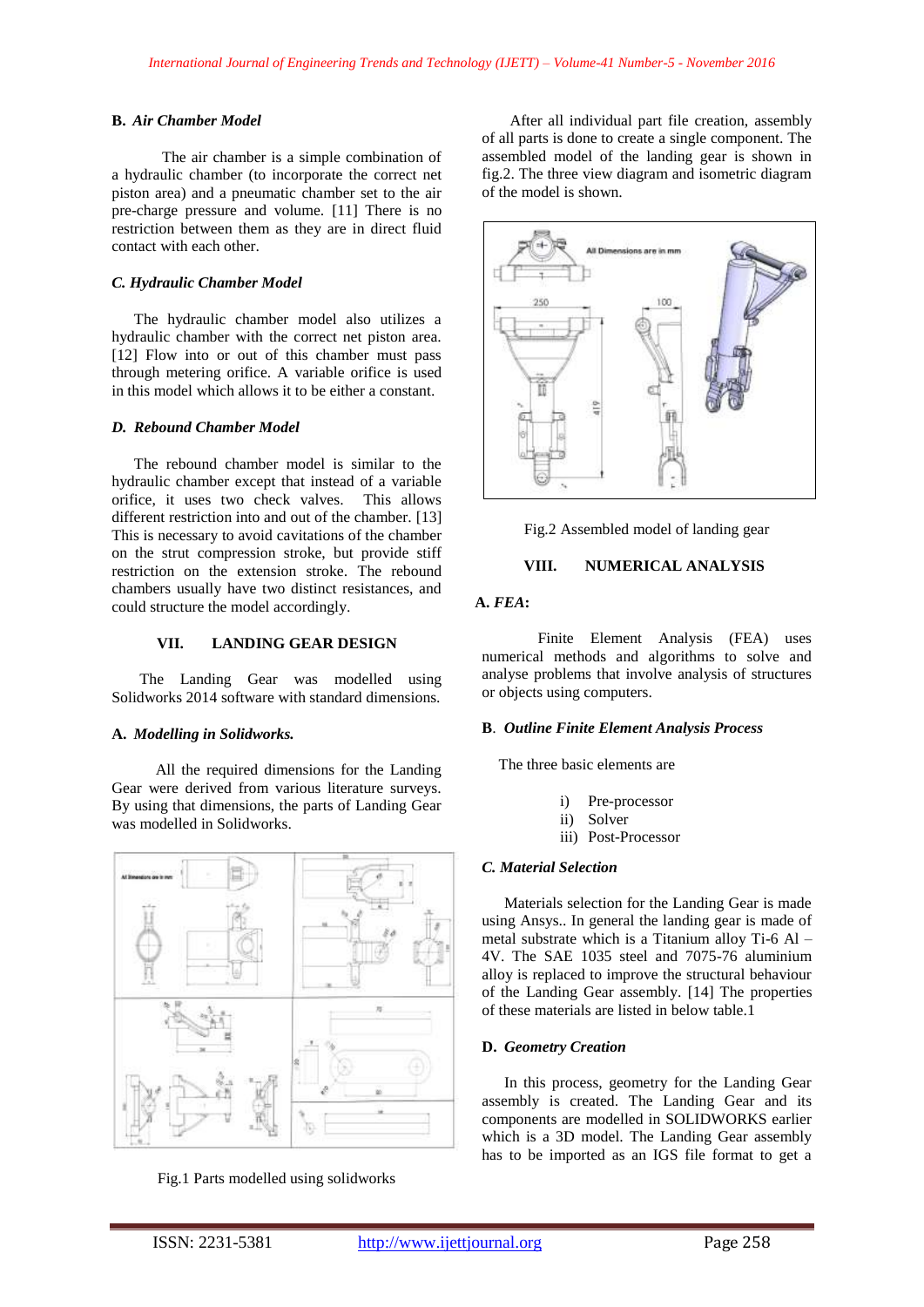### B. *Air Chamber Model*

The air chamber is a simple combination of a hydraulic chamber (to incorporate the correct net piston area) and a pneumatic chamber set to the air pre-charge pressure and volume. [11] There is no restriction between them as they are in direct fluid contact with each other.

### *C. Hydraulic Chamber Model*

The hydraulic chamber model also utilizes a hydraulic chamber with the correct net piston area. [12] Flow into or out of this chamber must pass through metering orifice. A variable orifice is used in this model which allows it to be either a constant.

### *D. Rebound Chamber Model*

The rebound chamber model is similar to the hydraulic chamber except that instead of a variable orifice, it uses two check valves. This allows different restriction into and out of the chamber. [13] This is necessary to avoid cavitations of the chamber on the strut compression stroke, but provide stiff restriction on the extension stroke. The rebound chambers usually have two distinct resistances, and could structure the model accordingly.

## VII. LANDING GEAR DESIGN

The Landing Gear was modelled using Solidworks 2014 software with standard dimensions.

### A. *Modelling in Solidworks.*

All the required dimensions for the Landing Gear were derived from various literature surveys. By using that dimensions, the parts of Landing Gear was modelled in Solidworks.

Fig.1 Parts modelled using solidworks

After all individual part file creation, assembly of all parts is done to create a single component. The assembled model of the landing gear is shown in fig.2. The three view diagram and isometric diagram of the model is shown.

Fig.2 Assembled model of landing gear

## VIII. NUMERICAL ANALYSIS

### A. *FEA*:

Finite Element Analysis (FEA) uses numerical methods and algorithms to solve and analyse problems that involve analysis of structures or objects using computers.

### B. *Outline Finite Element Analysis Process*

The three basic elements are

i) Pre-processor
ii) Solver
iii) Post-Processor

### *C. Material Selection*

Materials selection for the Landing Gear is made using Ansys.. In general the landing gear is made of metal substrate which is a Titanium alloy Ti-6 Al – 4V. The SAE 1035 steel and 7075-76 aluminium alloy is replaced to improve the structural behaviour of the Landing Gear assembly. [14] The properties of these materials are listed in below table.1

### D. *Geometry Creation*

In this process, geometry for the Landing Gear assembly is created. The Landing Gear and its components are modelled in SOLIDWORKS earlier which is a 3D model. The Landing Gear assembly has to be imported as an IGS file format to get a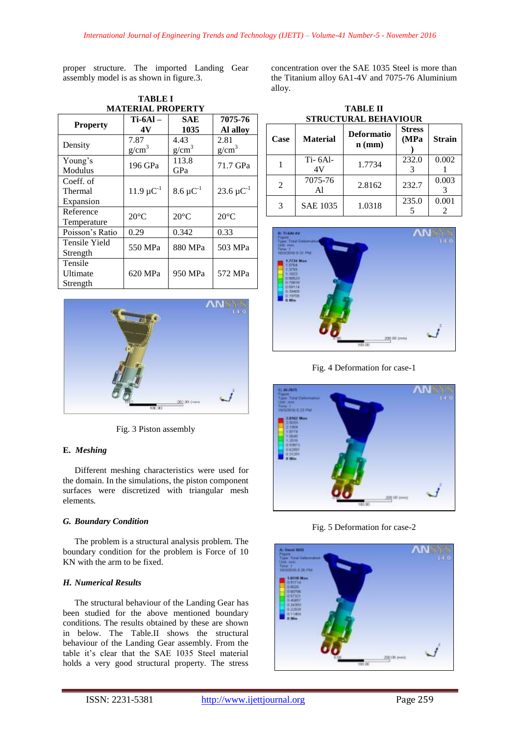proper structure. The imported Landing Gear assembly model is as shown in figure.3.

**TABLE I**
**MATERIAL PROPERTY**

| Property | Ti-6Al – 4V | SAE 1035 | 7075-76 Al alloy |
|---|---|---|---|
| Density | 7.87 $g/cm^3$ | 4.43 $g/cm^3$ | 2.81 $g/cm^3$ |
| Young's Modulus | 196 GPa | 113.8 GPa | 71.7 GPa |
| Coeff. of Thermal Expansion | 11.9 $\mu C^{-1}$ | 8.6 $\mu C^{-1}$ | 23.6 $\mu C^{-1}$ |
| Reference Temperature | 20°C | 20°C | 20°C |
| Poisson's Ratio | 0.29 | 0.342 | 0.33 |
| Tensile Yield Strength | 550 MPa | 880 MPa | 503 MPa |
| Tensile Ultimate Strength | 620 MPa | 950 MPa | 572 MPa |

Fig. 3 Piston assembly

### E. *Meshing*

Different meshing characteristics were used for the domain. In the simulations, the piston component surfaces were discretized with triangular mesh elements.

### G. *Boundary Condition*

The problem is a structural analysis problem. The boundary condition for the problem is Force of 10 KN with the arm to be fixed.

### H. *Numerical Results*

The structural behaviour of the Landing Gear has been studied for the above mentioned boundary conditions. The results obtained by these are shown in below. The Table.II shows the structural behaviour of the Landing Gear assembly. From the table it's clear that the SAE 1035 Steel material holds a very good structural property. The stress concentration over the SAE 1035 Steel is more than the Titanium alloy 6A1-4V and 7075-76 Aluminium alloy.

**TABLE II**
**STRUCTURAL BEHAVIOUR**

| Case | Material | Deformation (mm) | Stress (MPa) | Strain |
|---|---|---|---|---|
| 1 | Ti- 6Al-4V | 1.7734 | 232.03 | 0.0021 |
| 2 | 7075-76 Al | 2.8162 | 232.7 | 0.0033 |
| 3 | SAE 1035 | 1.0318 | 235.05 | 0.0012 |

Fig. 4 Deformation for case-1

Fig. 5 Deformation for case-2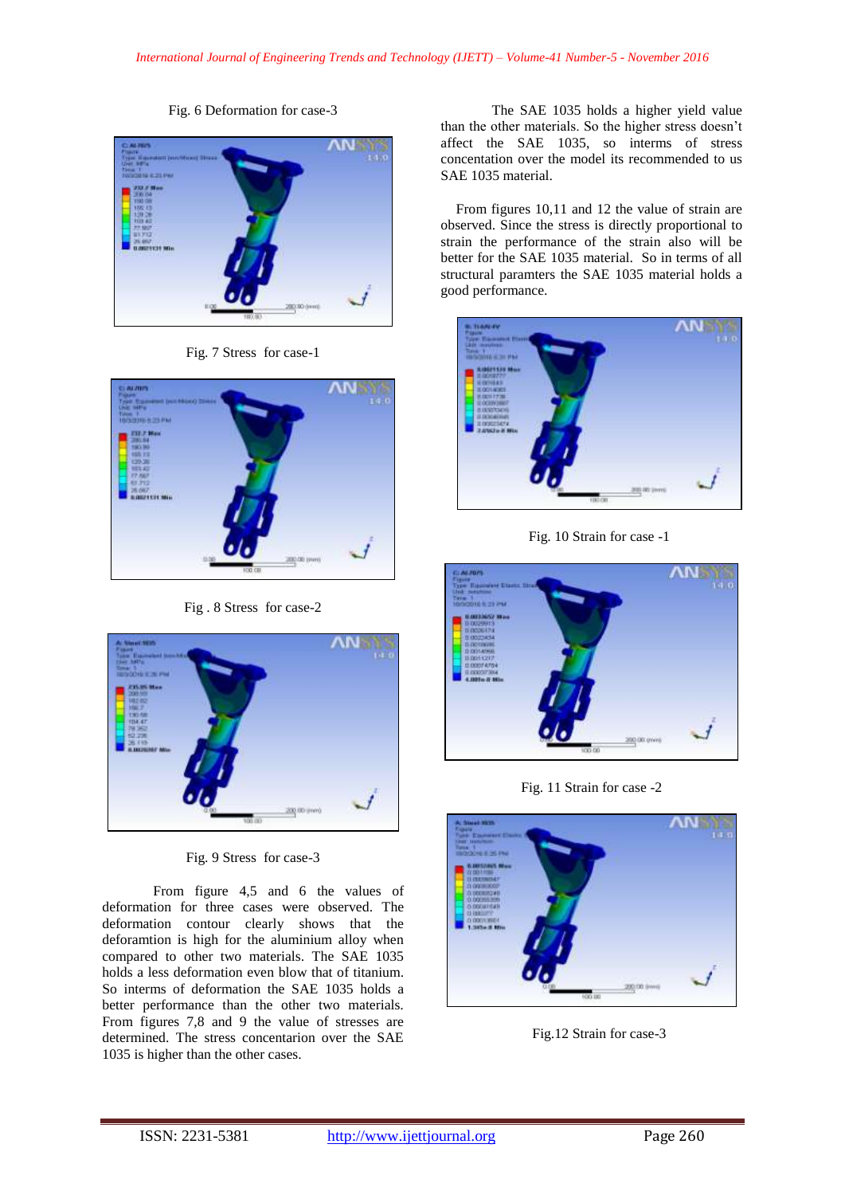Fig. 6 Deformation for case-3

Fig. 7 Stress for case-1

Fig . 8 Stress for case-2

Fig. 9 Stress for case-3

From figure 4,5 and 6 the values of deformation for three cases were observed. The deformation contour clearly shows that the deforamtion is high for the aluminium alloy when compared to other two materials. The SAE 1035 holds a less deformation even blow that of titanium. So interms of deformation the SAE 1035 holds a better performance than the other two materials. From figures 7,8 and 9 the value of stresses are determined. The stress concentarion over the SAE 1035 is higher than the other cases.

The SAE 1035 holds a higher yield value than the other materials. So the higher stress doesn't affect the SAE 1035, so interms of stress concetation over the model its recommended to us SAE 1035 material.

From figures 10,11 and 12 the value of strain are observed. Since the stress is directly proportional to strain the performance of the strain also will be better for the SAE 1035 material. So in terms of all structural paramters the SAE 1035 material holds a good performance.

Fig. 10 Strain for case -1

Fig. 11 Strain for case -2

Fig.12 Strain for case-3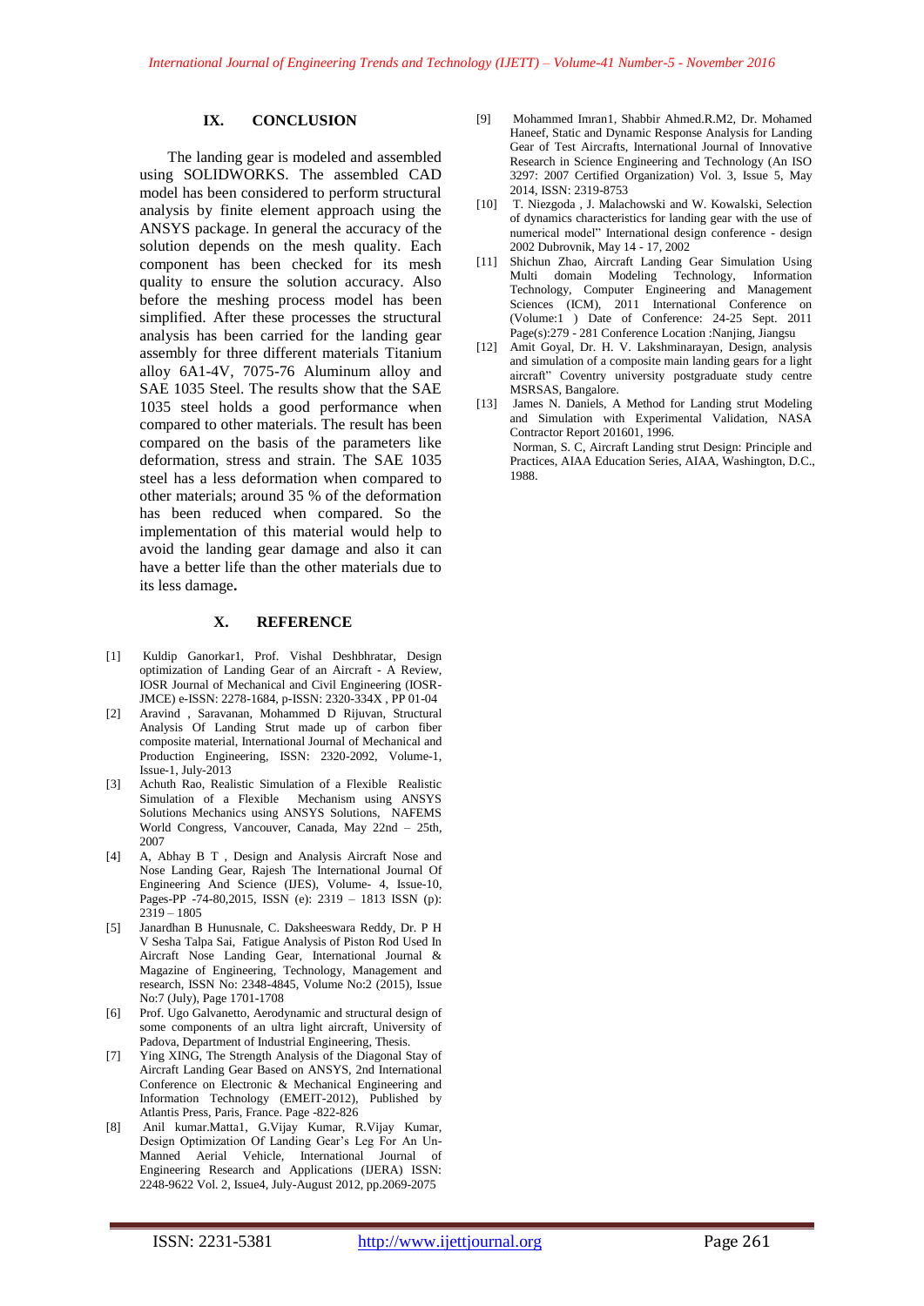## IX. CONCLUSION

The landing gear is modeled and assembled using SOLIDWORKS. The assembled CAD model has been considered to perform structural analysis by finite element approach using the ANSYS package. In general the accuracy of the solution depends on the mesh quality. Each component has been checked for its mesh quality to ensure the solution accuracy. Also before the meshing process model has been simplified. After these processes the structural analysis has been carried for the landing gear assembly for three different materials Titanium alloy 6A1-4V, 7075-76 Aluminum alloy and SAE 1035 Steel. The results show that the SAE 1035 steel holds a good performance when compared to other materials. The result has been compared on the basis of the parameters like deformation, stress and strain. The SAE 1035 steel has a less deformation when compared to other materials; around 35 % of the deformation has been reduced when compared. So the implementation of this material would help to avoid the landing gear damage and also it can have a better life than the other materials due to its less damage**.**

## X. REFERENCE

[1] Kuldip Ganorkar1, Prof. Vishal Deshbhratar, Design optimization of Landing Gear of an Aircraft - A Review, IOSR Journal of Mechanical and Civil Engineering (IOSR-JMCE) e-ISSN: 2278-1684, p-ISSN: 2320-334X , PP 01-04

[2] Aravind , Saravanan, Mohammed D Rijuvan, Structural Analysis Of Landing Strut made up of carbon fiber composite material, International Journal of Mechanical and Production Engineering, ISSN: 2320-2092, Volume-1, Issue-1, July-2013

[3] Achuth Rao, Realistic Simulation of a Flexible Realistic Simulation of a Flexible Mechanism using ANSYS Solutions Mechanics using ANSYS Solutions, NAFEMS World Congress, Vancouver, Canada, May 22nd – 25th, 2007

[4] A, Abhay B T , Design and Analysis Aircraft Nose and Nose Landing Gear, Rajesh The International Journal Of Engineering And Science (IJES), Volume- 4, Issue-10, Pages-PP -74-80,2015, ISSN (e): 2319 – 1813 ISSN (p): 2319 – 1805

[5] Janardhan B Hunusnale, C. Daksheeswara Reddy, Dr. P H V Sesha Talpa Sai, Fatigue Analysis of Piston Rod Used In Aircraft Nose Landing Gear, International Journal & Magazine of Engineering, Technology, Management and research, ISSN No: 2348-4845, Volume No:2 (2015), Issue No:7 (July), Page 1701-1708

[6] Prof. Ugo Galvanetto, Aerodynamic and structural design of some components of an ultra light aircraft, University of Padova, Department of Industrial Engineering, Thesis.

[7] Ying XING, The Strength Analysis of the Diagonal Stay of Aircraft Landing Gear Based on ANSYS, 2nd International Conference on Electronic & Mechanical Engineering and Information Technology (EMEIT-2012), Published by Atlantis Press, Paris, France. Page -822-826

[8] Anil kumar.Matta1, G.Vijay Kumar, R.Vijay Kumar, Design Optimization Of Landing Gear's Leg For An Un-Manned Aerial Vehicle, International Journal of Engineering Research and Applications (IJERA) ISSN: 2248-9622 Vol. 2, Issue4, July-August 2012, pp.2069-2075

[9] Mohammed Imran1, Shabbir Ahmed.R.M2, Dr. Mohamed Haneef, Static and Dynamic Response Analysis for Landing Gear of Test Aircrafts, International Journal of Innovative Research in Science Engineering and Technology (An ISO 3297: 2007 Certified Organization) Vol. 3, Issue 5, May 2014, ISSN: 2319-8753

[10] T. Niezgoda , J. Malachowski and W. Kowalski, Selection of dynamics characteristics for landing gear with the use of numerical model" International design conference - design 2002 Dubrovnik, May 14 - 17, 2002

[11] Shichun Zhao, Aircraft Landing Gear Simulation Using Multi domain Modeling Technology, Information Technology, Computer Engineering and Management Sciences (ICM), 2011 International Conference on (Volume:1 ) Date of Conference: 24-25 Sept. 2011 Page(s):279 - 281 Conference Location :Nanjing, Jiangsu

[12] Amit Goyal, Dr. H. V. Lakshminarayan, Design, analysis and simulation of a composite main landing gears for a light aircraft" Coventry university postgraduate study centre MSRSAS, Bangalore.

[13] James N. Daniels, A Method for Landing strut Modeling and Simulation with Experimental Validation, NASA Contractor Report 201601, 1996.
Norman, S. C, Aircraft Landing strut Design: Principle and Practices, AIAA Education Series, AIAA, Washington, D.C., 1988.